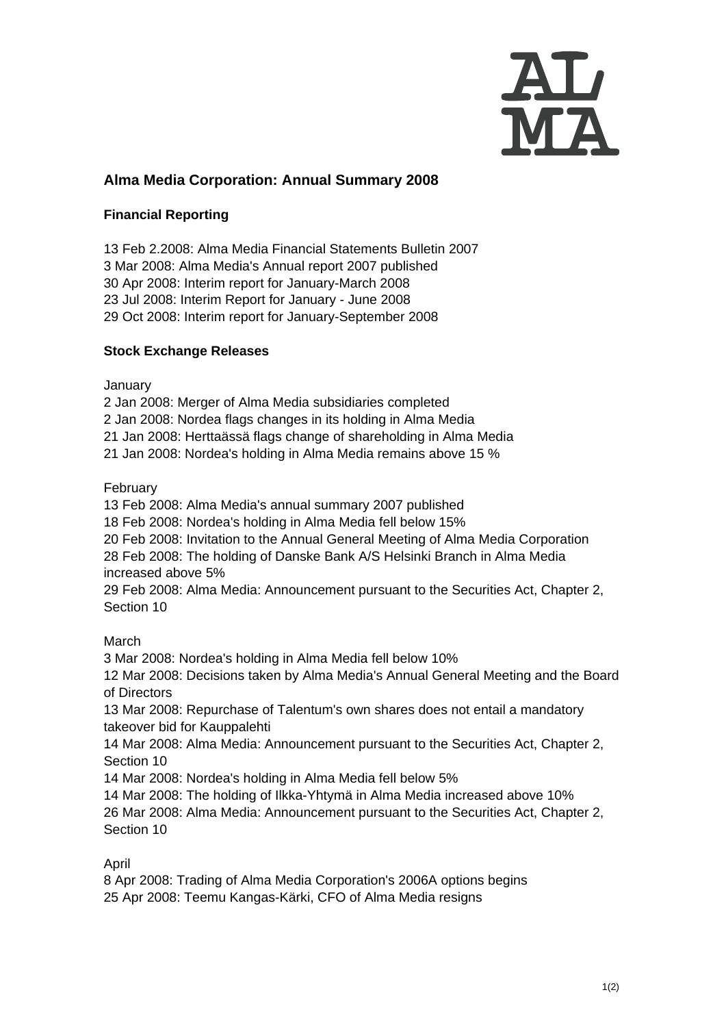## Alma Media Corporation: Annual Summary 2008

### Financial Reporting

13 Feb 2.2008: Alma Media Financial Statements Bulletin 2007
3 Mar 2008: Alma Media's Annual report 2007 published
30 Apr 2008: Interim report for January-March 2008
23 Jul 2008: Interim Report for January - June 2008
29 Oct 2008: Interim report for January-September 2008

### Stock Exchange Releases

January
2 Jan 2008: Merger of Alma Media subsidiaries completed
2 Jan 2008: Nordea flags changes in its holding in Alma Media
21 Jan 2008: Herttaässä flags change of shareholding in Alma Media
21 Jan 2008: Nordea's holding in Alma Media remains above 15 %

February
13 Feb 2008: Alma Media's annual summary 2007 published
18 Feb 2008: Nordea's holding in Alma Media fell below 15%
20 Feb 2008: Invitation to the Annual General Meeting of Alma Media Corporation
28 Feb 2008: The holding of Danske Bank A/S Helsinki Branch in Alma Media increased above 5%
29 Feb 2008: Alma Media: Announcement pursuant to the Securities Act, Chapter 2, Section 10

March
3 Mar 2008: Nordea's holding in Alma Media fell below 10%
12 Mar 2008: Decisions taken by Alma Media's Annual General Meeting and the Board of Directors
13 Mar 2008: Repurchase of Talentum's own shares does not entail a mandatory takeover bid for Kauppalehti
14 Mar 2008: Alma Media: Announcement pursuant to the Securities Act, Chapter 2, Section 10
14 Mar 2008: Nordea's holding in Alma Media fell below 5%
14 Mar 2008: The holding of Ilkka-Yhtymä in Alma Media increased above 10%
26 Mar 2008: Alma Media: Announcement pursuant to the Securities Act, Chapter 2, Section 10

April
8 Apr 2008: Trading of Alma Media Corporation's 2006A options begins
25 Apr 2008: Teemu Kangas-Kärki, CFO of Alma Media resigns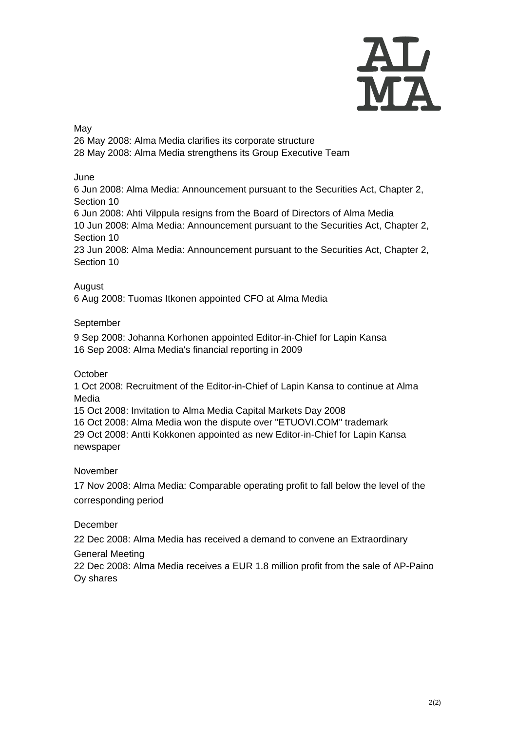May

26 May 2008: Alma Media clarifies its corporate structure
28 May 2008: Alma Media strengthens its Group Executive Team

June

6 Jun 2008: Alma Media: Announcement pursuant to the Securities Act, Chapter 2, Section 10
6 Jun 2008: Ahti Vilppula resigns from the Board of Directors of Alma Media
10 Jun 2008: Alma Media: Announcement pursuant to the Securities Act, Chapter 2, Section 10
23 Jun 2008: Alma Media: Announcement pursuant to the Securities Act, Chapter 2, Section 10

August

6 Aug 2008: Tuomas Itkonen appointed CFO at Alma Media

September

9 Sep 2008: Johanna Korhonen appointed Editor-in-Chief for Lapin Kansa
16 Sep 2008: Alma Media's financial reporting in 2009

October

1 Oct 2008: Recruitment of the Editor-in-Chief of Lapin Kansa to continue at Alma Media
15 Oct 2008: Invitation to Alma Media Capital Markets Day 2008
16 Oct 2008: Alma Media won the dispute over "ETUOVI.COM" trademark
29 Oct 2008: Antti Kokkonen appointed as new Editor-in-Chief for Lapin Kansa newspaper

November

17 Nov 2008: Alma Media: Comparable operating profit to fall below the level of the corresponding period

December

22 Dec 2008: Alma Media has received a demand to convene an Extraordinary General Meeting
22 Dec 2008: Alma Media receives a EUR 1.8 million profit from the sale of AP-Paino Oy shares